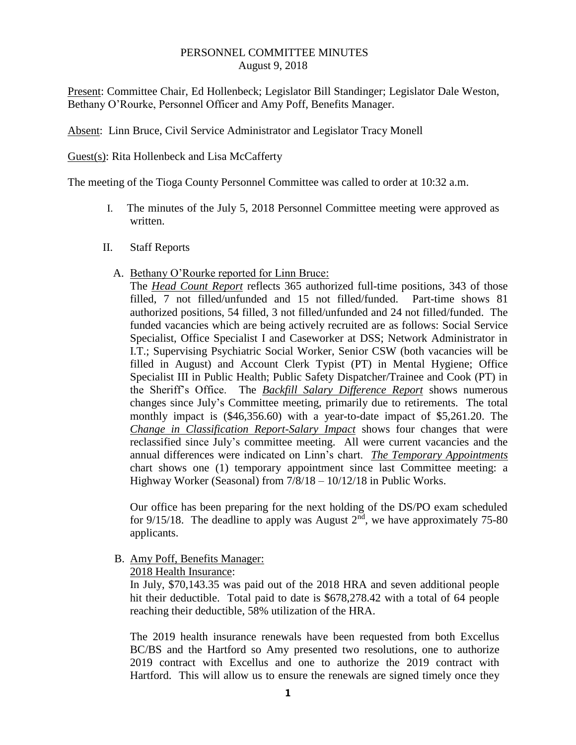# PERSONNEL COMMITTEE MINUTES
August 9, 2018

Present: Committee Chair, Ed Hollenbeck; Legislator Bill Standinger; Legislator Dale Weston, Bethany O'Rourke, Personnel Officer and Amy Poff, Benefits Manager.

Absent: Linn Bruce, Civil Service Administrator and Legislator Tracy Monell

Guest(s): Rita Hollenbeck and Lisa McCafferty

The meeting of the Tioga County Personnel Committee was called to order at 10:32 a.m.

I. The minutes of the July 5, 2018 Personnel Committee meeting were approved as written.

II. Staff Reports

A. Bethany O'Rourke reported for Linn Bruce:

The ***Head Count Report*** reflects 365 authorized full-time positions, 343 of those filled, 7 not filled/unfunded and 15 not filled/funded. Part-time shows 81 authorized positions, 54 filled, 3 not filled/unfunded and 24 not filled/funded. The funded vacancies which are being actively recruited are as follows: Social Service Specialist, Office Specialist I and Caseworker at DSS; Network Administrator in I.T.; Supervising Psychiatric Social Worker, Senior CSW (both vacancies will be filled in August) and Account Clerk Typist (PT) in Mental Hygiene; Office Specialist III in Public Health; Public Safety Dispatcher/Trainee and Cook (PT) in the Sheriff's Office. The ***Backfill Salary Difference Report*** shows numerous changes since July's Committee meeting, primarily due to retirements. The total monthly impact is ($46,356.60) with a year-to-date impact of $5,261.20. The ***Change in Classification Report-Salary Impact*** shows four changes that were reclassified since July's committee meeting. All were current vacancies and the annual differences were indicated on Linn's chart. ***The Temporary Appointments*** chart shows one (1) temporary appointment since last Committee meeting: a Highway Worker (Seasonal) from 7/8/18 – 10/12/18 in Public Works.

Our office has been preparing for the next holding of the DS/PO exam scheduled for 9/15/18. The deadline to apply was August 2nd, we have approximately 75-80 applicants.

B. Amy Poff, Benefits Manager:

2018 Health Insurance:

In July, $70,143.35 was paid out of the 2018 HRA and seven additional people hit their deductible. Total paid to date is $678,278.42 with a total of 64 people reaching their deductible, 58% utilization of the HRA.

The 2019 health insurance renewals have been requested from both Excellus BC/BS and the Hartford so Amy presented two resolutions, one to authorize 2019 contract with Excellus and one to authorize the 2019 contract with Hartford. This will allow us to ensure the renewals are signed timely once they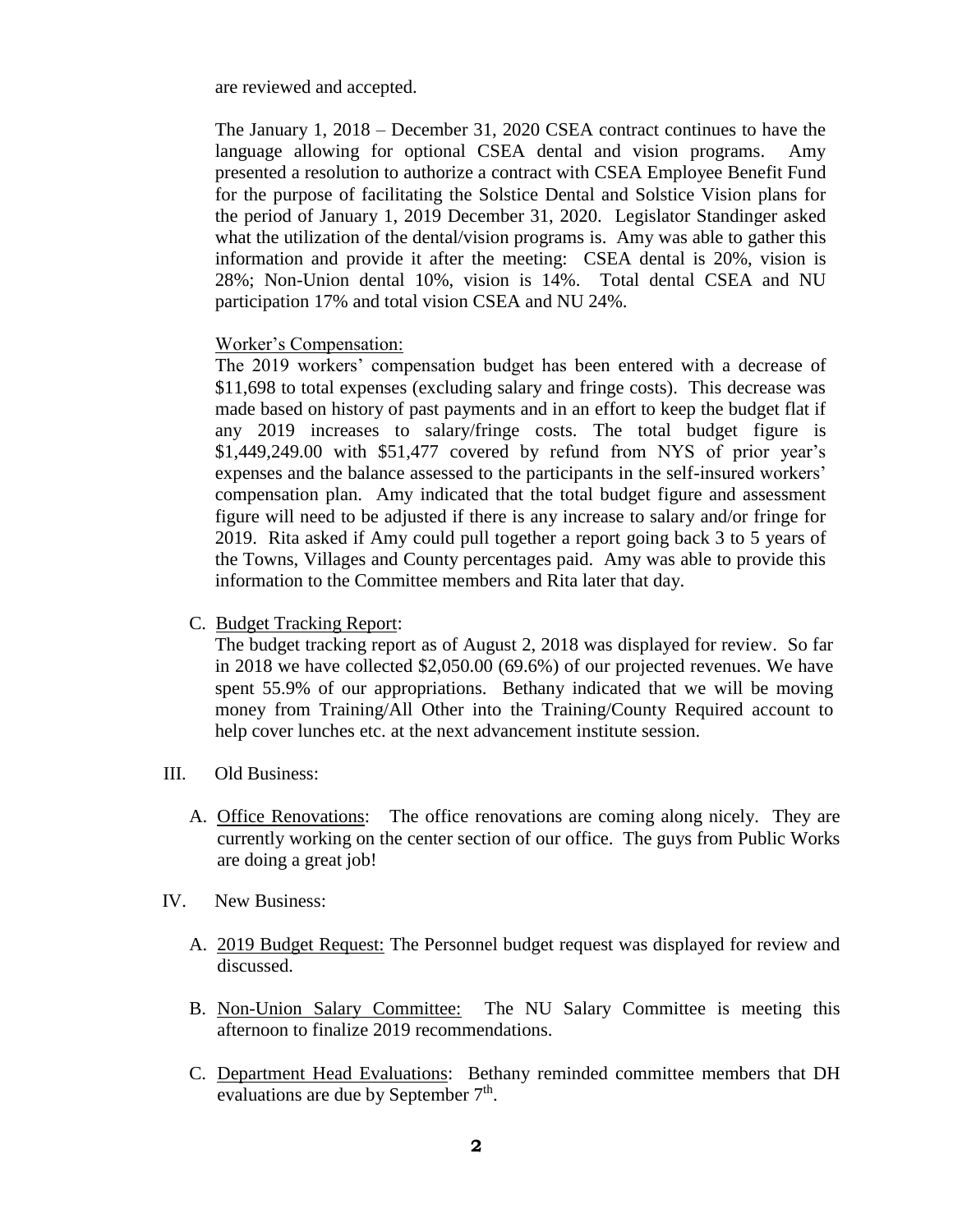are reviewed and accepted.

The January 1, 2018 – December 31, 2020 CSEA contract continues to have the language allowing for optional CSEA dental and vision programs. Amy presented a resolution to authorize a contract with CSEA Employee Benefit Fund for the purpose of facilitating the Solstice Dental and Solstice Vision plans for the period of January 1, 2019 December 31, 2020. Legislator Standinger asked what the utilization of the dental/vision programs is. Amy was able to gather this information and provide it after the meeting: CSEA dental is 20%, vision is 28%; Non-Union dental 10%, vision is 14%. Total dental CSEA and NU participation 17% and total vision CSEA and NU 24%.

<u>Worker's Compensation:</u>

The 2019 workers' compensation budget has been entered with a decrease of \$11,698 to total expenses (excluding salary and fringe costs). This decrease was made based on history of past payments and in an effort to keep the budget flat if any 2019 increases to salary/fringe costs. The total budget figure is \$1,449,249.00 with \$51,477 covered by refund from NYS of prior year's expenses and the balance assessed to the participants in the self-insured workers' compensation plan. Amy indicated that the total budget figure and assessment figure will need to be adjusted if there is any increase to salary and/or fringe for 2019. Rita asked if Amy could pull together a report going back 3 to 5 years of the Towns, Villages and County percentages paid. Amy was able to provide this information to the Committee members and Rita later that day.

C. <u>Budget Tracking Report</u>:
The budget tracking report as of August 2, 2018 was displayed for review. So far in 2018 we have collected \$2,050.00 (69.6%) of our projected revenues. We have spent 55.9% of our appropriations. Bethany indicated that we will be moving money from Training/All Other into the Training/County Required account to help cover lunches etc. at the next advancement institute session.

III. Old Business:

A. <u>Office Renovations</u>: The office renovations are coming along nicely. They are currently working on the center section of our office. The guys from Public Works are doing a great job!

IV. New Business:

A. <u>2019 Budget Request:</u> The Personnel budget request was displayed for review and discussed.

B. <u>Non-Union Salary Committee:</u> The NU Salary Committee is meeting this afternoon to finalize 2019 recommendations.

C. <u>Department Head Evaluations</u>: Bethany reminded committee members that DH evaluations are due by September 7th.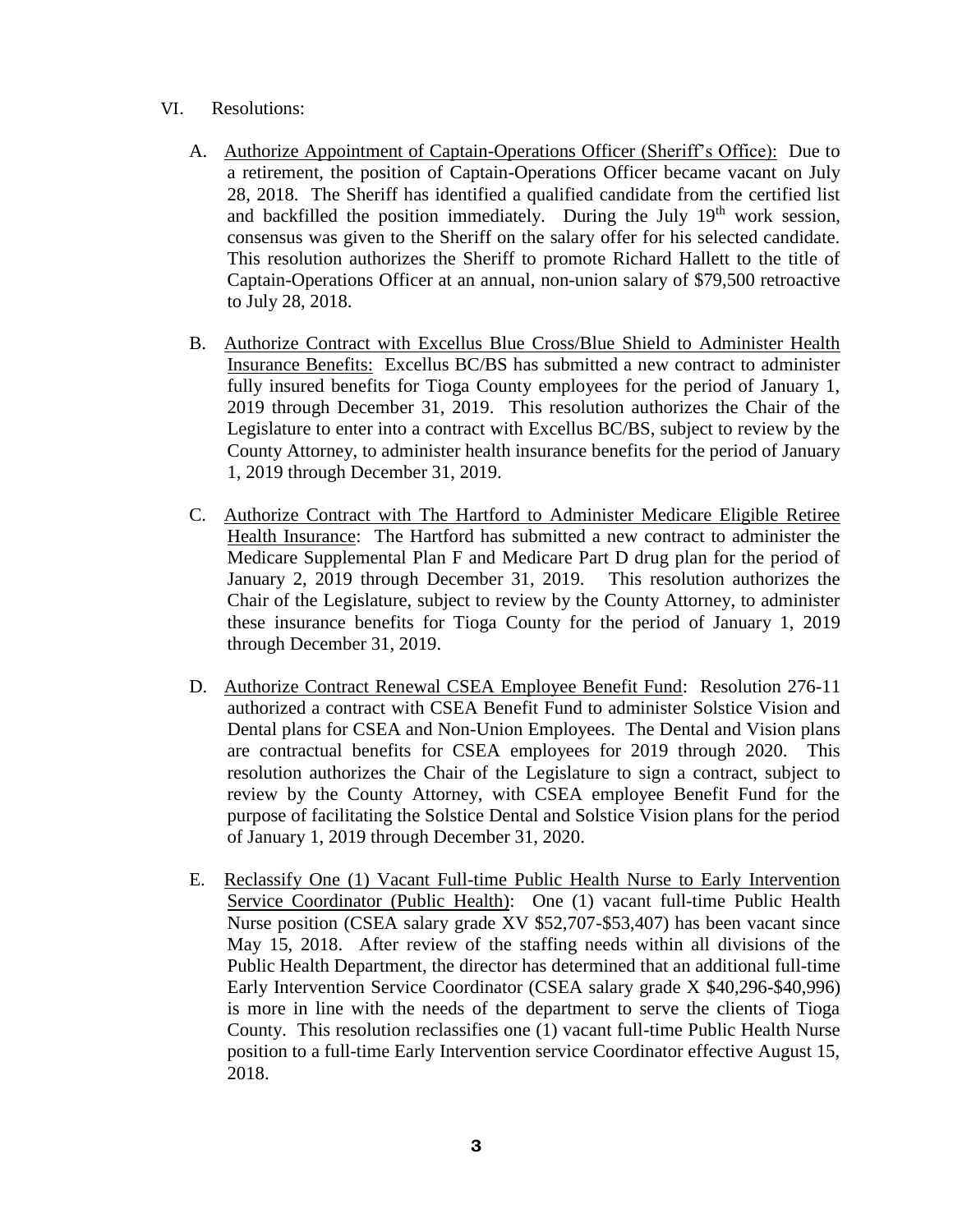VI. Resolutions:

A. Authorize Appointment of Captain-Operations Officer (Sheriff's Office): Due to a retirement, the position of Captain-Operations Officer became vacant on July 28, 2018. The Sheriff has identified a qualified candidate from the certified list and backfilled the position immediately. During the July 19th work session, consensus was given to the Sheriff on the salary offer for his selected candidate. This resolution authorizes the Sheriff to promote Richard Hallett to the title of Captain-Operations Officer at an annual, non-union salary of $79,500 retroactive to July 28, 2018.

B. Authorize Contract with Excellus Blue Cross/Blue Shield to Administer Health Insurance Benefits: Excellus BC/BS has submitted a new contract to administer fully insured benefits for Tioga County employees for the period of January 1, 2019 through December 31, 2019. This resolution authorizes the Chair of the Legislature to enter into a contract with Excellus BC/BS, subject to review by the County Attorney, to administer health insurance benefits for the period of January 1, 2019 through December 31, 2019.

C. Authorize Contract with The Hartford to Administer Medicare Eligible Retiree Health Insurance: The Hartford has submitted a new contract to administer the Medicare Supplemental Plan F and Medicare Part D drug plan for the period of January 2, 2019 through December 31, 2019. This resolution authorizes the Chair of the Legislature, subject to review by the County Attorney, to administer these insurance benefits for Tioga County for the period of January 1, 2019 through December 31, 2019.

D. Authorize Contract Renewal CSEA Employee Benefit Fund: Resolution 276-11 authorized a contract with CSEA Benefit Fund to administer Solstice Vision and Dental plans for CSEA and Non-Union Employees. The Dental and Vision plans are contractual benefits for CSEA employees for 2019 through 2020. This resolution authorizes the Chair of the Legislature to sign a contract, subject to review by the County Attorney, with CSEA employee Benefit Fund for the purpose of facilitating the Solstice Dental and Solstice Vision plans for the period of January 1, 2019 through December 31, 2020.

E. Reclassify One (1) Vacant Full-time Public Health Nurse to Early Intervention Service Coordinator (Public Health): One (1) vacant full-time Public Health Nurse position (CSEA salary grade XV $52,707-$53,407) has been vacant since May 15, 2018. After review of the staffing needs within all divisions of the Public Health Department, the director has determined that an additional full-time Early Intervention Service Coordinator (CSEA salary grade X $40,296-$40,996) is more in line with the needs of the department to serve the clients of Tioga County. This resolution reclassifies one (1) vacant full-time Public Health Nurse position to a full-time Early Intervention service Coordinator effective August 15, 2018.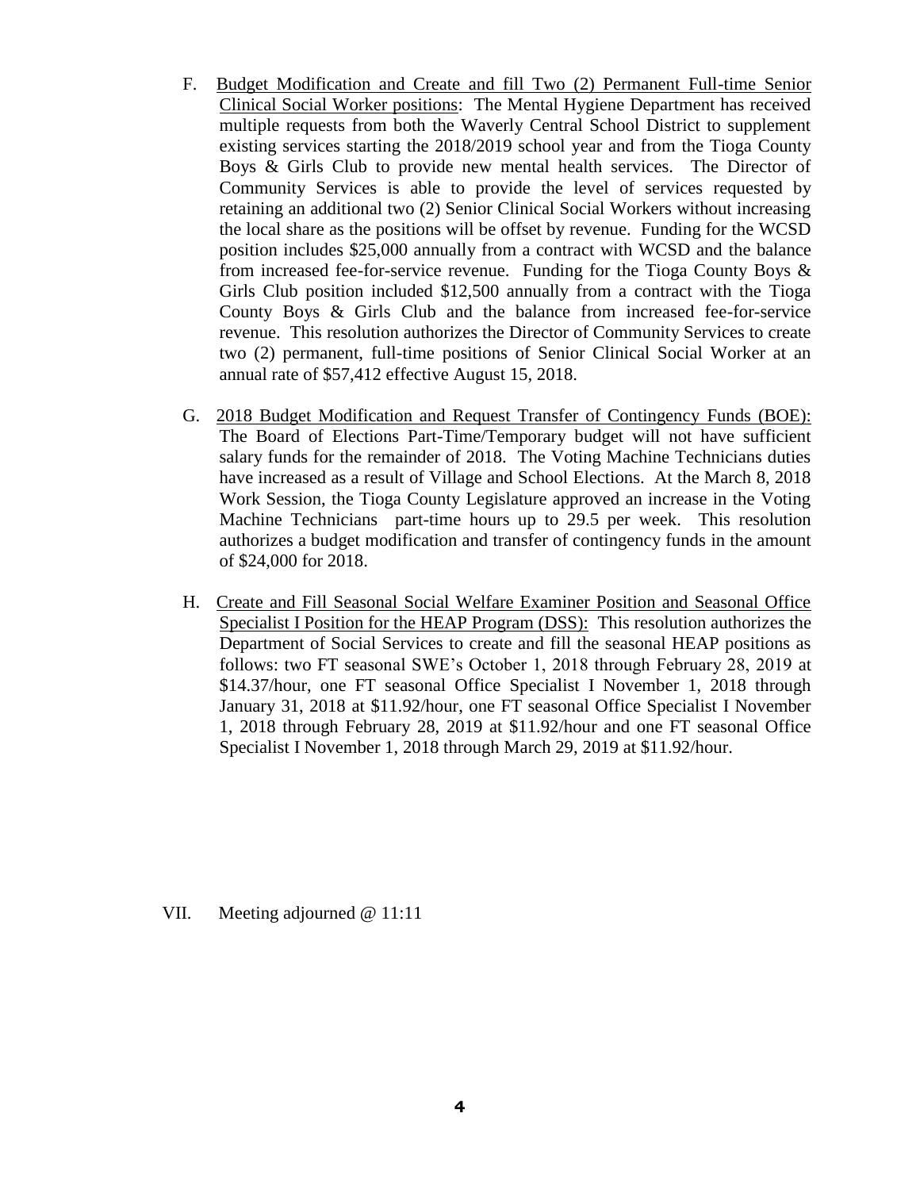F. Budget Modification and Create and fill Two (2) Permanent Full-time Senior Clinical Social Worker positions: The Mental Hygiene Department has received multiple requests from both the Waverly Central School District to supplement existing services starting the 2018/2019 school year and from the Tioga County Boys & Girls Club to provide new mental health services. The Director of Community Services is able to provide the level of services requested by retaining an additional two (2) Senior Clinical Social Workers without increasing the local share as the positions will be offset by revenue. Funding for the WCSD position includes $25,000 annually from a contract with WCSD and the balance from increased fee-for-service revenue. Funding for the Tioga County Boys & Girls Club position included $12,500 annually from a contract with the Tioga County Boys & Girls Club and the balance from increased fee-for-service revenue. This resolution authorizes the Director of Community Services to create two (2) permanent, full-time positions of Senior Clinical Social Worker at an annual rate of $57,412 effective August 15, 2018.

G. 2018 Budget Modification and Request Transfer of Contingency Funds (BOE): The Board of Elections Part-Time/Temporary budget will not have sufficient salary funds for the remainder of 2018. The Voting Machine Technicians duties have increased as a result of Village and School Elections. At the March 8, 2018 Work Session, the Tioga County Legislature approved an increase in the Voting Machine Technicians part-time hours up to 29.5 per week. This resolution authorizes a budget modification and transfer of contingency funds in the amount of $24,000 for 2018.

H. Create and Fill Seasonal Social Welfare Examiner Position and Seasonal Office Specialist I Position for the HEAP Program (DSS): This resolution authorizes the Department of Social Services to create and fill the seasonal HEAP positions as follows: two FT seasonal SWE's October 1, 2018 through February 28, 2019 at $14.37/hour, one FT seasonal Office Specialist I November 1, 2018 through January 31, 2018 at $11.92/hour, one FT seasonal Office Specialist I November 1, 2018 through February 28, 2019 at $11.92/hour and one FT seasonal Office Specialist I November 1, 2018 through March 29, 2019 at $11.92/hour.

VII. Meeting adjourned @ 11:11